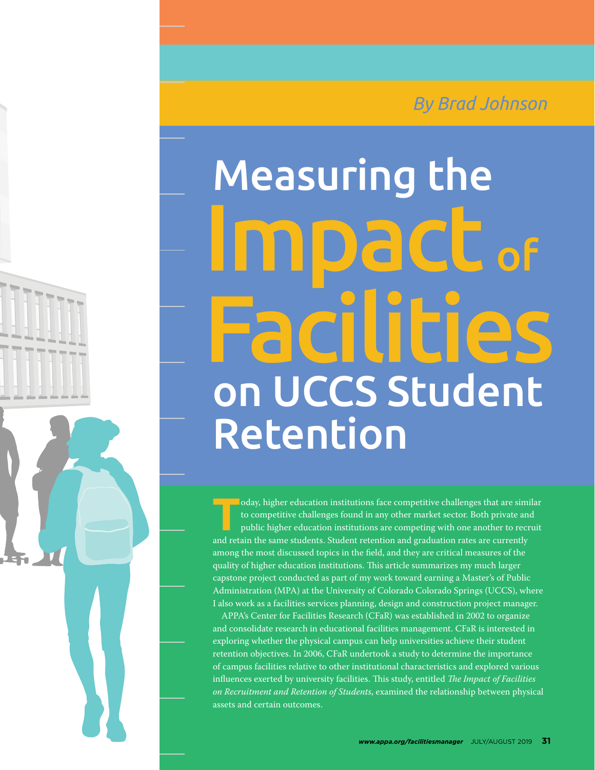*By Brad Johnson*

# Measuring the Impact of Facilities on UCCS Student Retention

Today, higher education institutions face competitive challenges that are similar to competitive challenges found in any other market sector. Both private and public higher education institutions are competing with one another to recruit and retain the same students. Student retention and graduation rates are currently among the most discussed topics in the field, and they are critical measures of the quality of higher education institutions. This article summarizes my much larger capstone project conducted as part of my work toward earning a Master's of Public Administration (MPA) at the University of Colorado Colorado Springs (UCCS), where I also work as a facilities services planning, design and construction project manager.

APPA's Center for Facilities Research (CFaR) was established in 2002 to organize and consolidate research in educational facilities management. CFaR is interested in exploring whether the physical campus can help universities achieve their student retention objectives. In 2006, CFaR undertook a study to determine the importance of campus facilities relative to other institutional characteristics and explored various influences exerted by university facilities. This study, entitled *The Impact of Facilities on Recruitment and Retention of Students*, examined the relationship between physical assets and certain outcomes.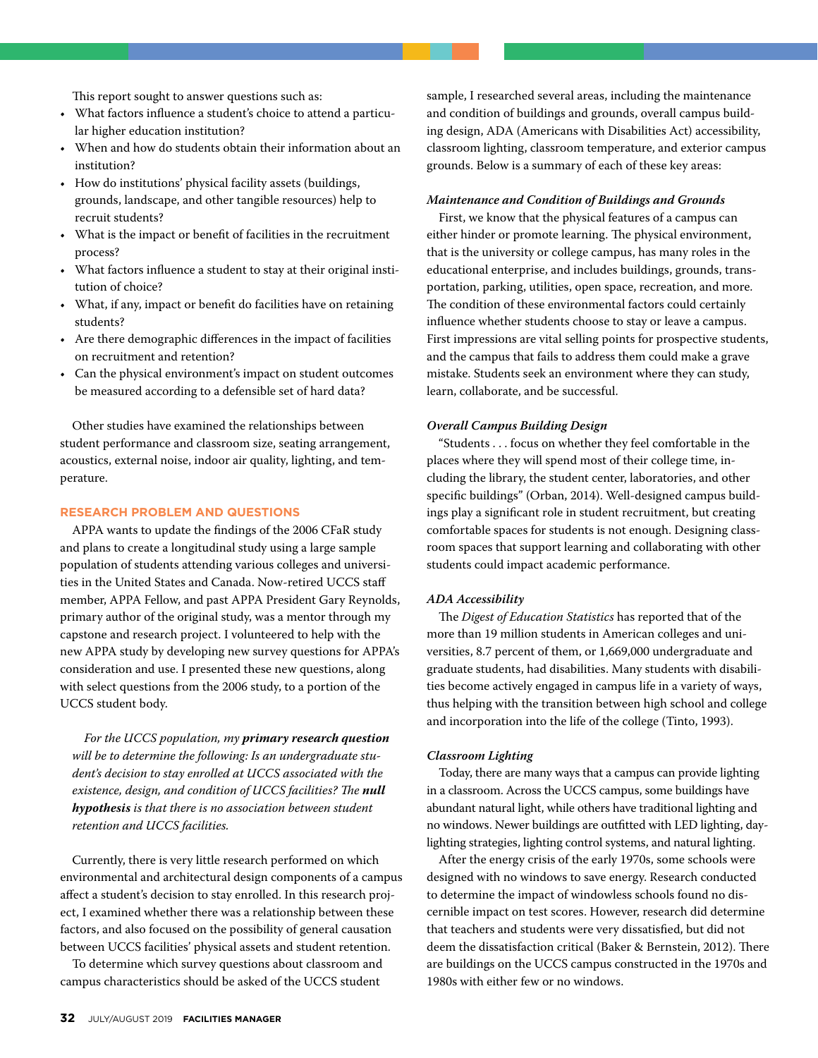This report sought to answer questions such as:

- What factors influence a student's choice to attend a particular higher education institution?
- When and how do students obtain their information about an institution?
- How do institutions' physical facility assets (buildings, grounds, landscape, and other tangible resources) help to recruit students?
- What is the impact or benefit of facilities in the recruitment process?
- What factors influence a student to stay at their original institution of choice?
- What, if any, impact or benefit do facilities have on retaining students?
- Are there demographic differences in the impact of facilities on recruitment and retention?
- Can the physical environment's impact on student outcomes be measured according to a defensible set of hard data?

Other studies have examined the relationships between student performance and classroom size, seating arrangement, acoustics, external noise, indoor air quality, lighting, and temperature.

## RESEARCH PROBLEM AND QUESTIONS

APPA wants to update the findings of the 2006 CFaR study and plans to create a longitudinal study using a large sample population of students attending various colleges and universities in the United States and Canada. Now-retired UCCS staff member, APPA Fellow, and past APPA President Gary Reynolds, primary author of the original study, was a mentor through my capstone and research project. I volunteered to help with the new APPA study by developing new survey questions for APPA's consideration and use. I presented these new questions, along with select questions from the 2006 study, to a portion of the UCCS student body.

*For the UCCS population, my* ***primary research question*** *will be to determine the following: Is an undergraduate student's decision to stay enrolled at UCCS associated with the existence, design, and condition of UCCS facilities? The* ***null hypothesis*** *is that there is no association between student retention and UCCS facilities.*

Currently, there is very little research performed on which environmental and architectural design components of a campus affect a student's decision to stay enrolled. In this research project, I examined whether there was a relationship between these factors, and also focused on the possibility of general causation between UCCS facilities' physical assets and student retention.

To determine which survey questions about classroom and campus characteristics should be asked of the UCCS student sample, I researched several areas, including the maintenance and condition of buildings and grounds, overall campus building design, ADA (Americans with Disabilities Act) accessibility, classroom lighting, classroom temperature, and exterior campus grounds. Below is a summary of each of these key areas:

### *Maintenance and Condition of Buildings and Grounds*

First, we know that the physical features of a campus can either hinder or promote learning. The physical environment, that is the university or college campus, has many roles in the educational enterprise, and includes buildings, grounds, transportation, parking, utilities, open space, recreation, and more. The condition of these environmental factors could certainly influence whether students choose to stay or leave a campus. First impressions are vital selling points for prospective students, and the campus that fails to address them could make a grave mistake. Students seek an environment where they can study, learn, collaborate, and be successful.

### *Overall Campus Building Design*

"Students . . . focus on whether they feel comfortable in the places where they will spend most of their college time, including the library, the student center, laboratories, and other specific buildings" (Orban, 2014). Well-designed campus buildings play a significant role in student recruitment, but creating comfortable spaces for students is not enough. Designing classroom spaces that support learning and collaborating with other students could impact academic performance.

### *ADA Accessibility*

The *Digest of Education Statistics* has reported that of the more than 19 million students in American colleges and universities, 8.7 percent of them, or 1,669,000 undergraduate and graduate students, had disabilities. Many students with disabilities become actively engaged in campus life in a variety of ways, thus helping with the transition between high school and college and incorporation into the life of the college (Tinto, 1993).

### *Classroom Lighting*

Today, there are many ways that a campus can provide lighting in a classroom. Across the UCCS campus, some buildings have abundant natural light, while others have traditional lighting and no windows. Newer buildings are outfitted with LED lighting, daylighting strategies, lighting control systems, and natural lighting.

After the energy crisis of the early 1970s, some schools were designed with no windows to save energy. Research conducted to determine the impact of windowless schools found no discernible impact on test scores. However, research did determine that teachers and students were very dissatisfied, but did not deem the dissatisfaction critical (Baker & Bernstein, 2012). There are buildings on the UCCS campus constructed in the 1970s and 1980s with either few or no windows.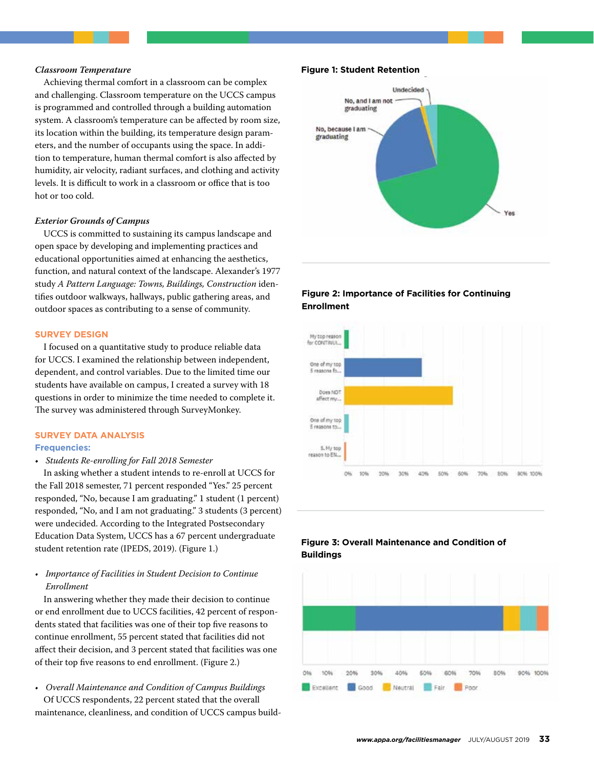*Classroom Temperature*

Achieving thermal comfort in a classroom can be complex and challenging. Classroom temperature on the UCCS campus is programmed and controlled through a building automation system. A classroom's temperature can be affected by room size, its location within the building, its temperature design parameters, and the number of occupants using the space. In addition to temperature, human thermal comfort is also affected by humidity, air velocity, radiant surfaces, and clothing and activity levels. It is difficult to work in a classroom or office that is too hot or too cold.

*Exterior Grounds of Campus*

UCCS is committed to sustaining its campus landscape and open space by developing and implementing practices and educational opportunities aimed at enhancing the aesthetics, function, and natural context of the landscape. Alexander's 1977 study *A Pattern Language: Towns, Buildings, Construction* identifies outdoor walkways, hallways, public gathering areas, and outdoor spaces as contributing to a sense of community.

## SURVEY DESIGN

I focused on a quantitative study to produce reliable data for UCCS. I examined the relationship between independent, dependent, and control variables. Due to the limited time our students have available on campus, I created a survey with 18 questions in order to minimize the time needed to complete it. The survey was administered through SurveyMonkey.

## SURVEY DATA ANALYSIS

### Frequencies:

- *Students Re-enrolling for Fall 2018 Semester*

In asking whether a student intends to re-enroll at UCCS for the Fall 2018 semester, 71 percent responded "Yes." 25 percent responded, "No, because I am graduating." 1 student (1 percent) responded, "No, and I am not graduating." 3 students (3 percent) were undecided. According to the Integrated Postsecondary Education Data System, UCCS has a 67 percent undergraduate student retention rate (IPEDS, 2019). (Figure 1.)

- *Importance of Facilities in Student Decision to Continue Enrollment*

In answering whether they made their decision to continue or end enrollment due to UCCS facilities, 42 percent of respondents stated that facilities was one of their top five reasons to continue enrollment, 55 percent stated that facilities did not affect their decision, and 3 percent stated that facilities was one of their top five reasons to end enrollment. (Figure 2.)

- *Overall Maintenance and Condition of Campus Buildings*

Of UCCS respondents, 22 percent stated that the overall maintenance, cleanliness, and condition of UCCS campus build-

**Figure 1: Student Retention**

**Figure 2: Importance of Facilities for Continuing Enrollment**

**Figure 3: Overall Maintenance and Condition of Buildings**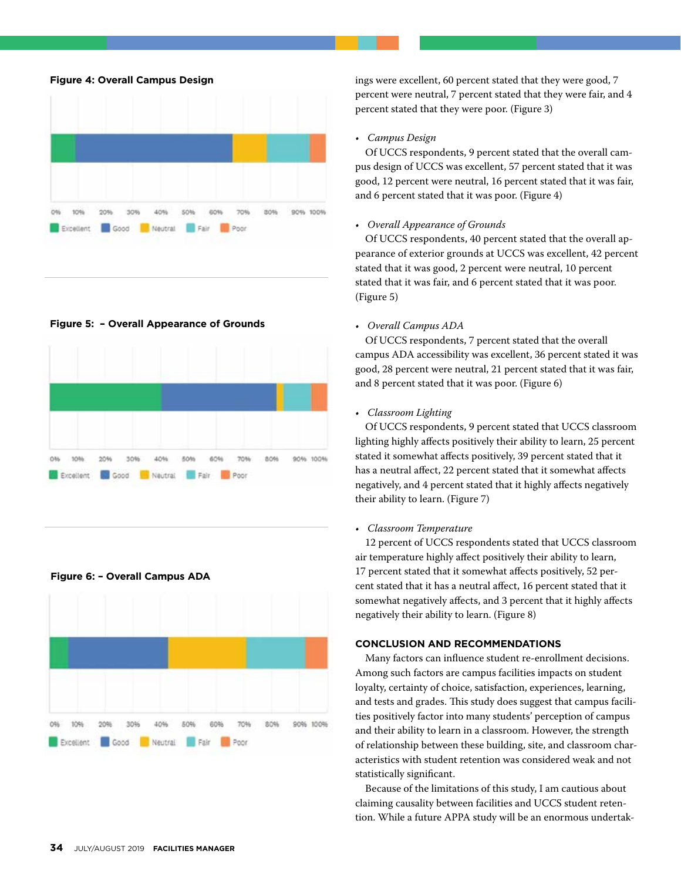**Figure 4: Overall Campus Design**

0% 10% 20% 30% 40% 50% 60% 70% 80% 90% 100%

Excellent Good Neutral Fair Poor

**Figure 5: – Overall Appearance of Grounds**

0% 10% 20% 30% 40% 50% 60% 70% 80% 90% 100%

Excellent Good Neutral Fair Poor

**Figure 6: – Overall Campus ADA**

0% 10% 20% 30% 40% 50% 60% 70% 80% 90% 100%

Excellent Good Neutral Fair Poor

ings were excellent, 60 percent stated that they were good, 7 percent were neutral, 7 percent stated that they were fair, and 4 percent stated that they were poor. (Figure 3)

- *Campus Design*

  Of UCCS respondents, 9 percent stated that the overall campus design of UCCS was excellent, 57 percent stated that it was good, 12 percent were neutral, 16 percent stated that it was fair, and 6 percent stated that it was poor. (Figure 4)

- *Overall Appearance of Grounds*

  Of UCCS respondents, 40 percent stated that the overall appearance of exterior grounds at UCCS was excellent, 42 percent stated that it was good, 2 percent were neutral, 10 percent stated that it was fair, and 6 percent stated that it was poor. (Figure 5)

- *Overall Campus ADA*

  Of UCCS respondents, 7 percent stated that the overall campus ADA accessibility was excellent, 36 percent stated it was good, 28 percent were neutral, 21 percent stated that it was fair, and 8 percent stated that it was poor. (Figure 6)

- *Classroom Lighting*

  Of UCCS respondents, 9 percent stated that UCCS classroom lighting highly affects positively their ability to learn, 25 percent stated it somewhat affects positively, 39 percent stated that it has a neutral affect, 22 percent stated that it somewhat affects negatively, and 4 percent stated that it highly affects negatively their ability to learn. (Figure 7)

- *Classroom Temperature*

  12 percent of UCCS respondents stated that UCCS classroom air temperature highly affect positively their ability to learn, 17 percent stated that it somewhat affects positively, 52 percent stated that it has a neutral affect, 16 percent stated that it somewhat negatively affects, and 3 percent that it highly affects negatively their ability to learn. (Figure 8)

## CONCLUSION AND RECOMMENDATIONS

Many factors can influence student re-enrollment decisions. Among such factors are campus facilities impacts on student loyalty, certainty of choice, satisfaction, experiences, learning, and tests and grades. This study does suggest that campus facilities positively factor into many students' perception of campus and their ability to learn in a classroom. However, the strength of relationship between these building, site, and classroom characteristics with student retention was considered weak and not statistically significant.

Because of the limitations of this study, I am cautious about claiming causality between facilities and UCCS student retention. While a future APPA study will be an enormous undertak-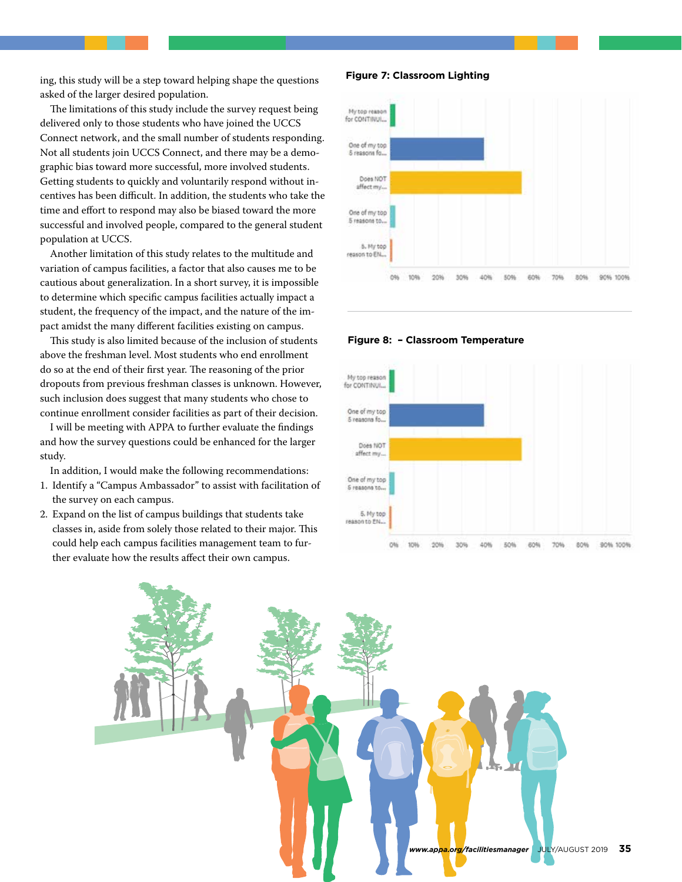ing, this study will be a step toward helping shape the questions asked of the larger desired population.

The limitations of this study include the survey request being delivered only to those students who have joined the UCCS Connect network, and the small number of students responding. Not all students join UCCS Connect, and there may be a demographic bias toward more successful, more involved students. Getting students to quickly and voluntarily respond without incentives has been difficult. In addition, the students who take the time and effort to respond may also be biased toward the more successful and involved people, compared to the general student population at UCCS.

Another limitation of this study relates to the multitude and variation of campus facilities, a factor that also causes me to be cautious about generalization. In a short survey, it is impossible to determine which specific campus facilities actually impact a student, the frequency of the impact, and the nature of the impact amidst the many different facilities existing on campus.

This study is also limited because of the inclusion of students above the freshman level. Most students who end enrollment do so at the end of their first year. The reasoning of the prior dropouts from previous freshman classes is unknown. However, such inclusion does suggest that many students who chose to continue enrollment consider facilities as part of their decision.

I will be meeting with APPA to further evaluate the findings and how the survey questions could be enhanced for the larger study.

In addition, I would make the following recommendations:

1. Identify a "Campus Ambassador" to assist with facilitation of the survey on each campus.
2. Expand on the list of campus buildings that students take classes in, aside from solely those related to their major. This could help each campus facilities management team to further evaluate how the results affect their own campus.

**Figure 7: Classroom Lighting**

**Figure 8: – Classroom Temperature**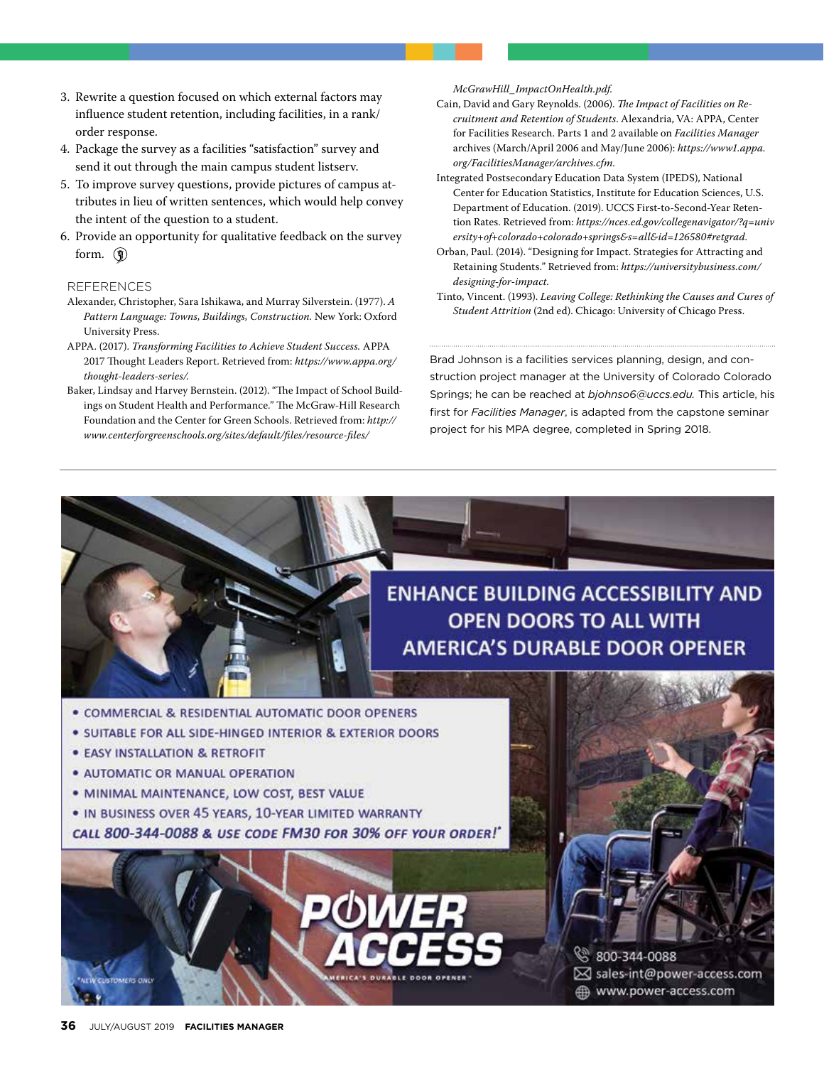3. Rewrite a question focused on which external factors may influence student retention, including facilities, in a rank/order response.
4. Package the survey as a facilities "satisfaction" survey and send it out through the main campus student listserv.
5. To improve survey questions, provide pictures of campus attributes in lieu of written sentences, which would help convey the intent of the question to a student.
6. Provide an opportunity for qualitative feedback on the survey form.

## REFERENCES

Alexander, Christopher, Sara Ishikawa, and Murray Silverstein. (1977). *A Pattern Language: Towns, Buildings, Construction.* New York: Oxford University Press.

APPA. (2017). *Transforming Facilities to Achieve Student Success.* APPA 2017 Thought Leaders Report. Retrieved from: *https://www.appa.org/thought-leaders-series/.*

Baker, Lindsay and Harvey Bernstein. (2012). "The Impact of School Buildings on Student Health and Performance." The McGraw-Hill Research Foundation and the Center for Green Schools. Retrieved from: *http://www.centerforgreenschools.org/sites/default/files/resource-files/McGrawHill_ImpactOnHealth.pdf.*

Cain, David and Gary Reynolds. (2006). *The Impact of Facilities on Recruitment and Retention of Students.* Alexandria, VA: APPA, Center for Facilities Research. Parts 1 and 2 available on *Facilities Manager* archives (March/April 2006 and May/June 2006): *https://www1.appa.org/FacilitiesManager/archives.cfm.*

Integrated Postsecondary Education Data System (IPEDS), National Center for Education Statistics, Institute for Education Sciences, U.S. Department of Education. (2019). UCCS First-to-Second-Year Retention Rates. Retrieved from: *https://nces.ed.gov/collegenavigator/?q=university+of+colorado+colorado+springs&s=all&id=126580#retgrad.*

Orban, Paul. (2014). "Designing for Impact. Strategies for Attracting and Retaining Students." Retrieved from: *https://universitybusiness.com/designing-for-impact.*

Tinto, Vincent. (1993). *Leaving College: Rethinking the Causes and Cures of Student Attrition* (2nd ed). Chicago: University of Chicago Press.

---

Brad Johnson is a facilities services planning, design, and construction project manager at the University of Colorado Colorado Springs; he can be reached at *bjohnso6@uccs.edu.* This article, his first for *Facilities Manager*, is adapted from the capstone seminar project for his MPA degree, completed in Spring 2018.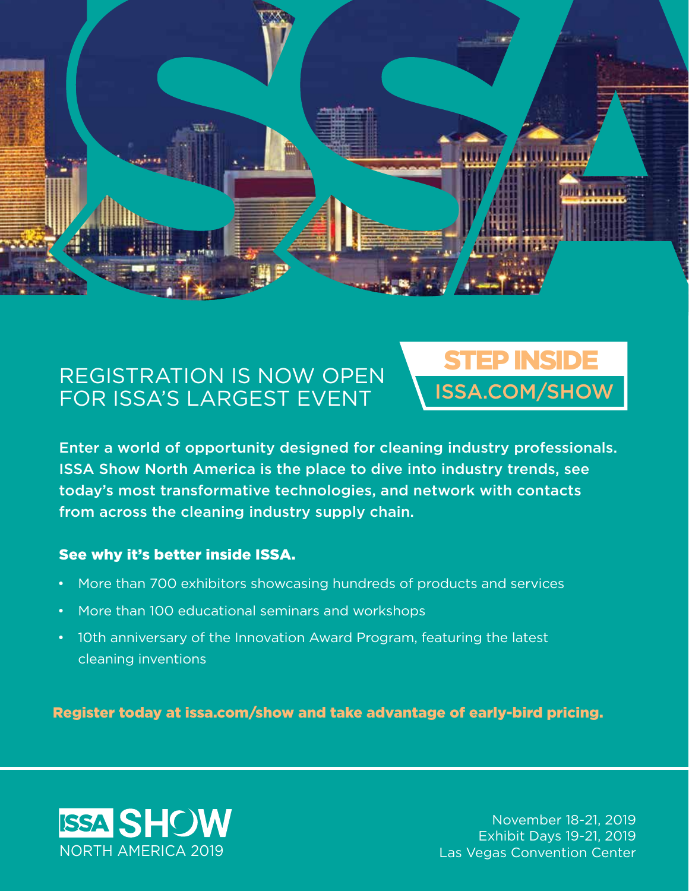REGISTRATION IS NOW OPEN FOR ISSA'S LARGEST EVENT

**STEP INSIDE**

ISSA.COM/SHOW

**Enter a world of opportunity designed for cleaning industry professionals. ISSA Show North America is the place to dive into industry trends, see today's most transformative technologies, and network with contacts from across the cleaning industry supply chain.**

**See why it's better inside ISSA.**

- More than 700 exhibitors showcasing hundreds of products and services
- More than 100 educational seminars and workshops
- 10th anniversary of the Innovation Award Program, featuring the latest cleaning inventions

**Register today at issa.com/show and take advantage of early-bird pricing.**

ISSA SHOW NORTH AMERICA 2019

November 18-21, 2019
Exhibit Days 19-21, 2019
Las Vegas Convention Center